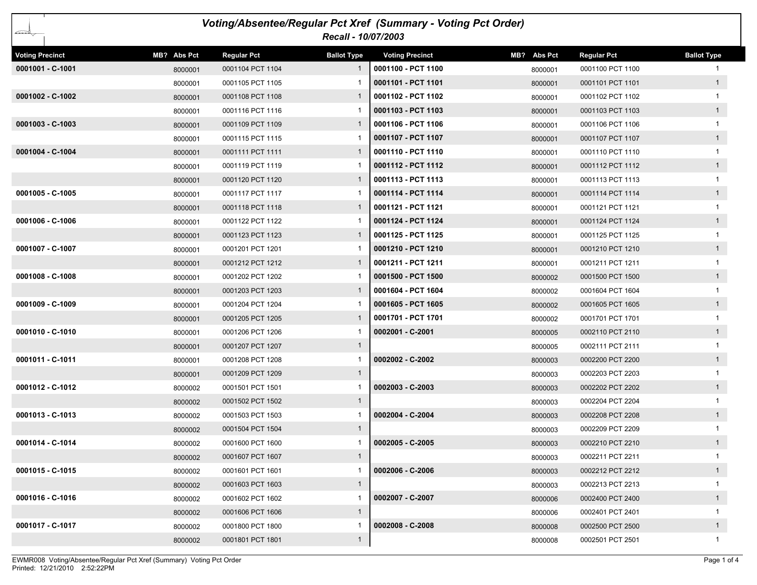# Voting/Absentee/Regular Pct Xref (Summary - Voting Pct Order)

## Recall - 10/07/2003

| Voting Precinct | MB? | Abs Pct | Regular Pct | Ballot Type |
|---|---|---|---|---|
| **0001001 - C-1001** | | 8000001 | 0001104 PCT 1104 | 1 |
| | | 8000001 | 0001105 PCT 1105 | 1 |
| **0001002 - C-1002** | | 8000001 | 0001108 PCT 1108 | 1 |
| | | 8000001 | 0001116 PCT 1116 | 1 |
| **0001003 - C-1003** | | 8000001 | 0001109 PCT 1109 | 1 |
| | | 8000001 | 0001115 PCT 1115 | 1 |
| **0001004 - C-1004** | | 8000001 | 0001111 PCT 1111 | 1 |
| | | 8000001 | 0001119 PCT 1119 | 1 |
| | | 8000001 | 0001120 PCT 1120 | 1 |
| **0001005 - C-1005** | | 8000001 | 0001117 PCT 1117 | 1 |
| | | 8000001 | 0001118 PCT 1118 | 1 |
| **0001006 - C-1006** | | 8000001 | 0001122 PCT 1122 | 1 |
| | | 8000001 | 0001123 PCT 1123 | 1 |
| **0001007 - C-1007** | | 8000001 | 0001201 PCT 1201 | 1 |
| | | 8000001 | 0001212 PCT 1212 | 1 |
| **0001008 - C-1008** | | 8000001 | 0001202 PCT 1202 | 1 |
| | | 8000001 | 0001203 PCT 1203 | 1 |
| **0001009 - C-1009** | | 8000001 | 0001204 PCT 1204 | 1 |
| | | 8000001 | 0001205 PCT 1205 | 1 |
| **0001010 - C-1010** | | 8000001 | 0001206 PCT 1206 | 1 |
| | | 8000001 | 0001207 PCT 1207 | 1 |
| **0001011 - C-1011** | | 8000001 | 0001208 PCT 1208 | 1 |
| | | 8000001 | 0001209 PCT 1209 | 1 |
| **0001012 - C-1012** | | 8000002 | 0001501 PCT 1501 | 1 |
| | | 8000002 | 0001502 PCT 1502 | 1 |
| **0001013 - C-1013** | | 8000002 | 0001503 PCT 1503 | 1 |
| | | 8000002 | 0001504 PCT 1504 | 1 |
| **0001014 - C-1014** | | 8000002 | 0001600 PCT 1600 | 1 |
| | | 8000002 | 0001607 PCT 1607 | 1 |
| **0001015 - C-1015** | | 8000002 | 0001601 PCT 1601 | 1 |
| | | 8000002 | 0001603 PCT 1603 | 1 |
| **0001016 - C-1016** | | 8000002 | 0001602 PCT 1602 | 1 |
| | | 8000002 | 0001606 PCT 1606 | 1 |
| **0001017 - C-1017** | | 8000002 | 0001800 PCT 1800 | 1 |
| | | 8000002 | 0001801 PCT 1801 | 1 |
| **0001100 - PCT 1100** | | 8000001 | 0001100 PCT 1100 | 1 |
| **0001101 - PCT 1101** | | 8000001 | 0001101 PCT 1101 | 1 |
| **0001102 - PCT 1102** | | 8000001 | 0001102 PCT 1102 | 1 |
| **0001103 - PCT 1103** | | 8000001 | 0001103 PCT 1103 | 1 |
| **0001106 - PCT 1106** | | 8000001 | 0001106 PCT 1106 | 1 |
| **0001107 - PCT 1107** | | 8000001 | 0001107 PCT 1107 | 1 |
| **0001110 - PCT 1110** | | 8000001 | 0001110 PCT 1110 | 1 |
| **0001112 - PCT 1112** | | 8000001 | 0001112 PCT 1112 | 1 |
| **0001113 - PCT 1113** | | 8000001 | 0001113 PCT 1113 | 1 |
| **0001114 - PCT 1114** | | 8000001 | 0001114 PCT 1114 | 1 |
| **0001121 - PCT 1121** | | 8000001 | 0001121 PCT 1121 | 1 |
| **0001124 - PCT 1124** | | 8000001 | 0001124 PCT 1124 | 1 |
| **0001125 - PCT 1125** | | 8000001 | 0001125 PCT 1125 | 1 |
| **0001210 - PCT 1210** | | 8000001 | 0001210 PCT 1210 | 1 |
| **0001211 - PCT 1211** | | 8000001 | 0001211 PCT 1211 | 1 |
| **0001500 - PCT 1500** | | 8000002 | 0001500 PCT 1500 | 1 |
| **0001604 - PCT 1604** | | 8000002 | 0001604 PCT 1604 | 1 |
| **0001605 - PCT 1605** | | 8000002 | 0001605 PCT 1605 | 1 |
| **0001701 - PCT 1701** | | 8000002 | 0001701 PCT 1701 | 1 |
| **0002001 - C-2001** | | 8000005 | 0002110 PCT 2110 | 1 |
| | | 8000005 | 0002111 PCT 2111 | 1 |
| **0002002 - C-2002** | | 8000003 | 0002200 PCT 2200 | 1 |
| | | 8000003 | 0002203 PCT 2203 | 1 |
| **0002003 - C-2003** | | 8000003 | 0002202 PCT 2202 | 1 |
| | | 8000003 | 0002204 PCT 2204 | 1 |
| **0002004 - C-2004** | | 8000003 | 0002208 PCT 2208 | 1 |
| | | 8000003 | 0002209 PCT 2209 | 1 |
| **0002005 - C-2005** | | 8000003 | 0002210 PCT 2210 | 1 |
| | | 8000003 | 0002211 PCT 2211 | 1 |
| **0002006 - C-2006** | | 8000003 | 0002212 PCT 2212 | 1 |
| | | 8000003 | 0002213 PCT 2213 | 1 |
| **0002007 - C-2007** | | 8000006 | 0002400 PCT 2400 | 1 |
| | | 8000006 | 0002401 PCT 2401 | 1 |
| **0002008 - C-2008** | | 8000008 | 0002500 PCT 2500 | 1 |
| | | 8000008 | 0002501 PCT 2501 | 1 |

EWMR008 Voting/Absentee/Regular Pct Xref (Summary) Voting Pct Order
Printed: 12/21/2010 2:52:22PM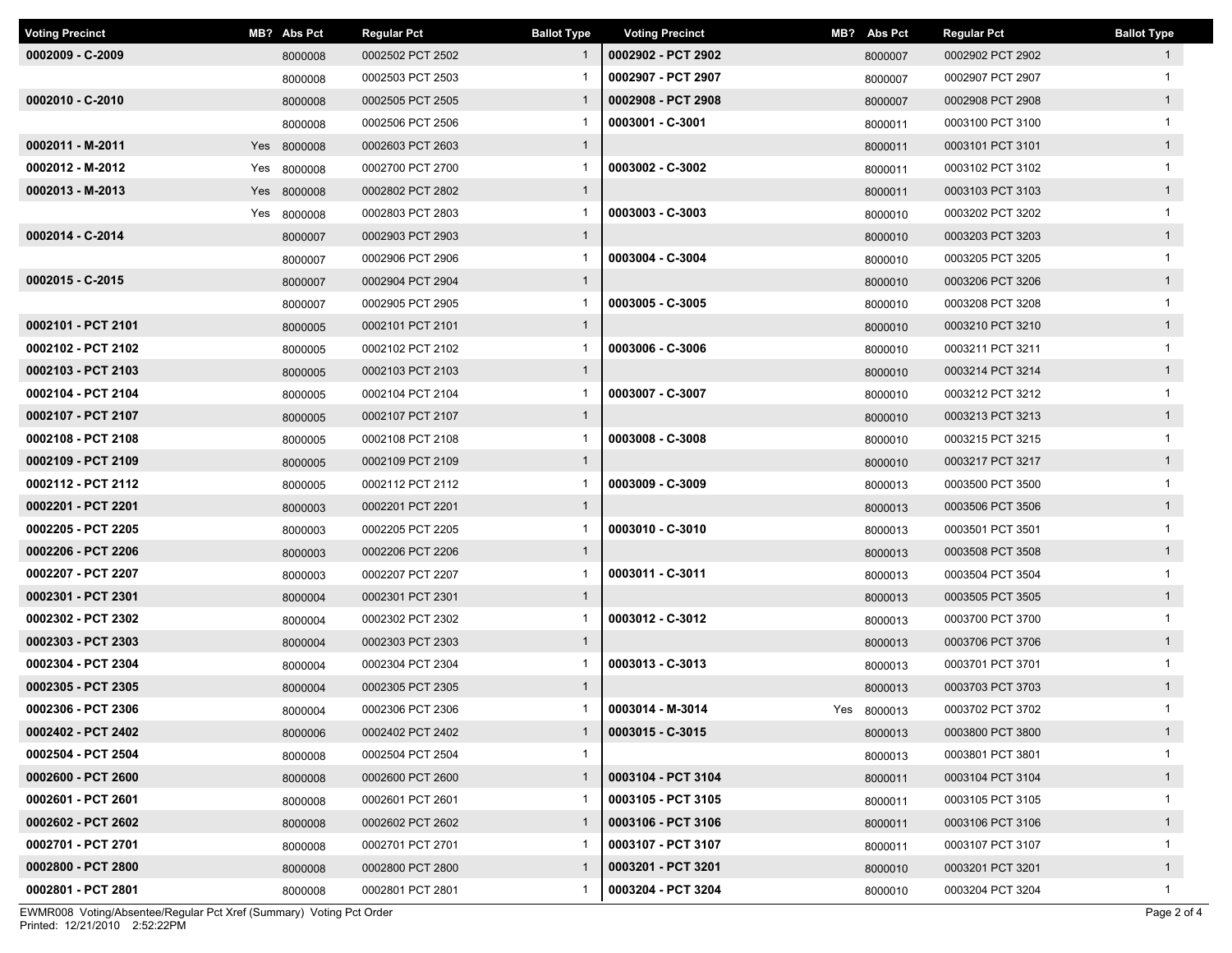| Voting Precinct | MB? | Abs Pct | Regular Pct | Ballot Type |
|---|---|---|---|---|
| 0002009 - C-2009 | | 8000008 | 0002502 PCT 2502 | 1 |
| | | 8000008 | 0002503 PCT 2503 | 1 |
| 0002010 - C-2010 | | 8000008 | 0002505 PCT 2505 | 1 |
| | | 8000008 | 0002506 PCT 2506 | 1 |
| 0002011 - M-2011 | Yes | 8000008 | 0002603 PCT 2603 | 1 |
| 0002012 - M-2012 | Yes | 8000008 | 0002700 PCT 2700 | 1 |
| 0002013 - M-2013 | Yes | 8000008 | 0002802 PCT 2802 | 1 |
| | Yes | 8000008 | 0002803 PCT 2803 | 1 |
| 0002014 - C-2014 | | 8000007 | 0002903 PCT 2903 | 1 |
| | | 8000007 | 0002906 PCT 2906 | 1 |
| 0002015 - C-2015 | | 8000007 | 0002904 PCT 2904 | 1 |
| | | 8000007 | 0002905 PCT 2905 | 1 |
| 0002101 - PCT 2101 | | 8000005 | 0002101 PCT 2101 | 1 |
| 0002102 - PCT 2102 | | 8000005 | 0002102 PCT 2102 | 1 |
| 0002103 - PCT 2103 | | 8000005 | 0002103 PCT 2103 | 1 |
| 0002104 - PCT 2104 | | 8000005 | 0002104 PCT 2104 | 1 |
| 0002107 - PCT 2107 | | 8000005 | 0002107 PCT 2107 | 1 |
| 0002108 - PCT 2108 | | 8000005 | 0002108 PCT 2108 | 1 |
| 0002109 - PCT 2109 | | 8000005 | 0002109 PCT 2109 | 1 |
| 0002112 - PCT 2112 | | 8000005 | 0002112 PCT 2112 | 1 |
| 0002201 - PCT 2201 | | 8000003 | 0002201 PCT 2201 | 1 |
| 0002205 - PCT 2205 | | 8000003 | 0002205 PCT 2205 | 1 |
| 0002206 - PCT 2206 | | 8000003 | 0002206 PCT 2206 | 1 |
| 0002207 - PCT 2207 | | 8000003 | 0002207 PCT 2207 | 1 |
| 0002301 - PCT 2301 | | 8000004 | 0002301 PCT 2301 | 1 |
| 0002302 - PCT 2302 | | 8000004 | 0002302 PCT 2302 | 1 |
| 0002303 - PCT 2303 | | 8000004 | 0002303 PCT 2303 | 1 |
| 0002304 - PCT 2304 | | 8000004 | 0002304 PCT 2304 | 1 |
| 0002305 - PCT 2305 | | 8000004 | 0002305 PCT 2305 | 1 |
| 0002306 - PCT 2306 | | 8000004 | 0002306 PCT 2306 | 1 |
| 0002402 - PCT 2402 | | 8000006 | 0002402 PCT 2402 | 1 |
| 0002504 - PCT 2504 | | 8000008 | 0002504 PCT 2504 | 1 |
| 0002600 - PCT 2600 | | 8000008 | 0002600 PCT 2600 | 1 |
| 0002601 - PCT 2601 | | 8000008 | 0002601 PCT 2601 | 1 |
| 0002602 - PCT 2602 | | 8000008 | 0002602 PCT 2602 | 1 |
| 0002701 - PCT 2701 | | 8000008 | 0002701 PCT 2701 | 1 |
| 0002800 - PCT 2800 | | 8000008 | 0002800 PCT 2800 | 1 |
| 0002801 - PCT 2801 | | 8000008 | 0002801 PCT 2801 | 1 |
| 0002902 - PCT 2902 | | 8000007 | 0002902 PCT 2902 | 1 |
| 0002907 - PCT 2907 | | 8000007 | 0002907 PCT 2907 | 1 |
| 0002908 - PCT 2908 | | 8000007 | 0002908 PCT 2908 | 1 |
| 0003001 - C-3001 | | 8000011 | 0003100 PCT 3100 | 1 |
| | | 8000011 | 0003101 PCT 3101 | 1 |
| 0003002 - C-3002 | | 8000011 | 0003102 PCT 3102 | 1 |
| | | 8000011 | 0003103 PCT 3103 | 1 |
| 0003003 - C-3003 | | 8000010 | 0003202 PCT 3202 | 1 |
| | | 8000010 | 0003203 PCT 3203 | 1 |
| 0003004 - C-3004 | | 8000010 | 0003205 PCT 3205 | 1 |
| | | 8000010 | 0003206 PCT 3206 | 1 |
| 0003005 - C-3005 | | 8000010 | 0003208 PCT 3208 | 1 |
| | | 8000010 | 0003210 PCT 3210 | 1 |
| 0003006 - C-3006 | | 8000010 | 0003211 PCT 3211 | 1 |
| | | 8000010 | 0003214 PCT 3214 | 1 |
| 0003007 - C-3007 | | 8000010 | 0003212 PCT 3212 | 1 |
| | | 8000010 | 0003213 PCT 3213 | 1 |
| 0003008 - C-3008 | | 8000010 | 0003215 PCT 3215 | 1 |
| | | 8000010 | 0003217 PCT 3217 | 1 |
| 0003009 - C-3009 | | 8000013 | 0003500 PCT 3500 | 1 |
| | | 8000013 | 0003506 PCT 3506 | 1 |
| 0003010 - C-3010 | | 8000013 | 0003501 PCT 3501 | 1 |
| | | 8000013 | 0003508 PCT 3508 | 1 |
| 0003011 - C-3011 | | 8000013 | 0003504 PCT 3504 | 1 |
| | | 8000013 | 0003505 PCT 3505 | 1 |
| 0003012 - C-3012 | | 8000013 | 0003700 PCT 3700 | 1 |
| | | 8000013 | 0003706 PCT 3706 | 1 |
| 0003013 - C-3013 | | 8000013 | 0003701 PCT 3701 | 1 |
| | | 8000013 | 0003703 PCT 3703 | 1 |
| 0003014 - M-3014 | Yes | 8000013 | 0003702 PCT 3702 | 1 |
| 0003015 - C-3015 | | 8000013 | 0003800 PCT 3800 | 1 |
| | | 8000013 | 0003801 PCT 3801 | 1 |
| 0003104 - PCT 3104 | | 8000011 | 0003104 PCT 3104 | 1 |
| 0003105 - PCT 3105 | | 8000011 | 0003105 PCT 3105 | 1 |
| 0003106 - PCT 3106 | | 8000011 | 0003106 PCT 3106 | 1 |
| 0003107 - PCT 3107 | | 8000011 | 0003107 PCT 3107 | 1 |
| 0003201 - PCT 3201 | | 8000010 | 0003201 PCT 3201 | 1 |
| 0003204 - PCT 3204 | | 8000010 | 0003204 PCT 3204 | 1 |

EWMR008 Voting/Absentee/Regular Pct Xref (Summary) Voting Pct Order
Printed: 12/21/2010 2:52:22PM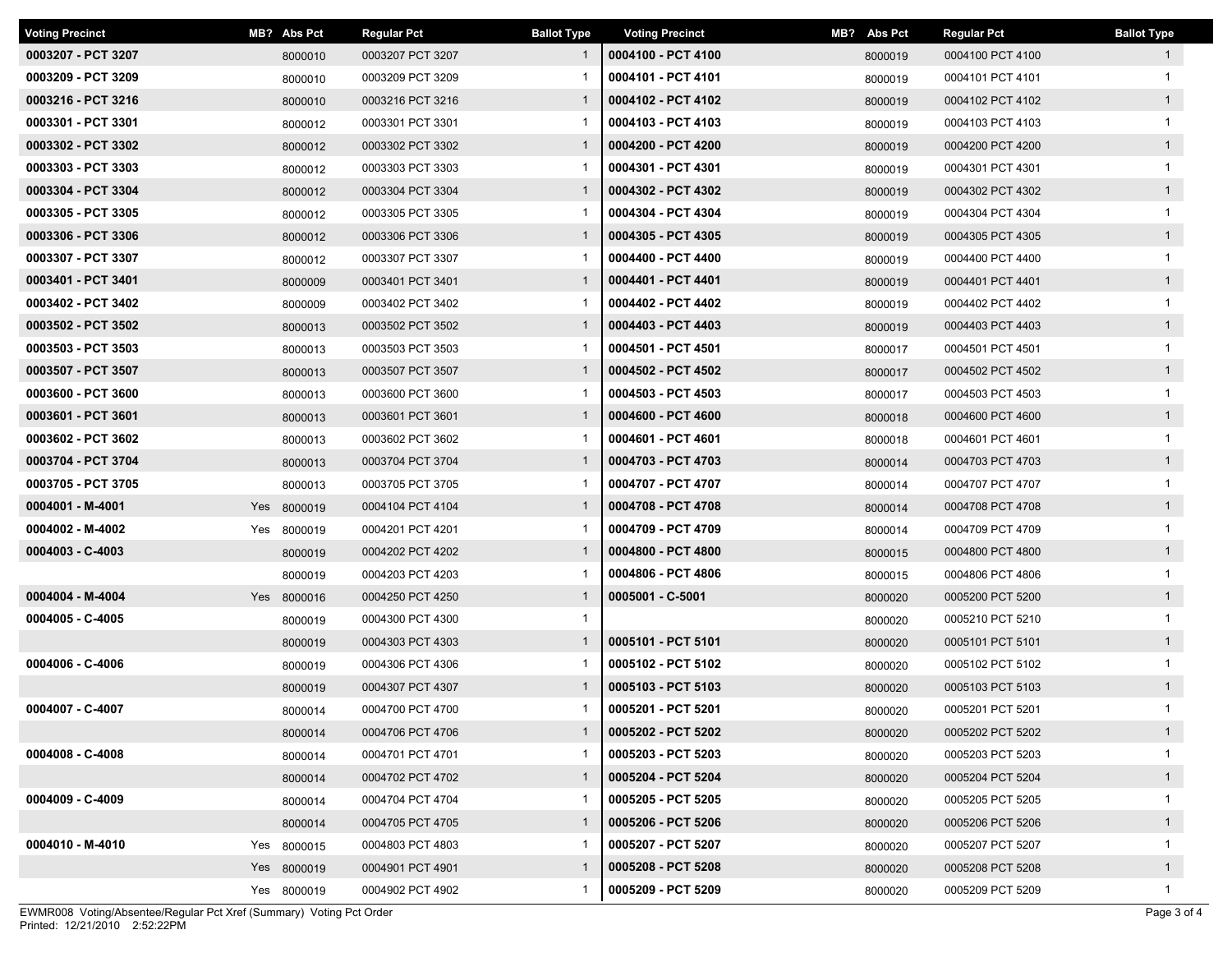| Voting Precinct | MB? | Abs Pct | Regular Pct | Ballot Type |
|---|---|---|---|---|
| 0003207 - PCT 3207 | | 8000010 | 0003207 PCT 3207 | 1 |
| 0003209 - PCT 3209 | | 8000010 | 0003209 PCT 3209 | 1 |
| 0003216 - PCT 3216 | | 8000010 | 0003216 PCT 3216 | 1 |
| 0003301 - PCT 3301 | | 8000012 | 0003301 PCT 3301 | 1 |
| 0003302 - PCT 3302 | | 8000012 | 0003302 PCT 3302 | 1 |
| 0003303 - PCT 3303 | | 8000012 | 0003303 PCT 3303 | 1 |
| 0003304 - PCT 3304 | | 8000012 | 0003304 PCT 3304 | 1 |
| 0003305 - PCT 3305 | | 8000012 | 0003305 PCT 3305 | 1 |
| 0003306 - PCT 3306 | | 8000012 | 0003306 PCT 3306 | 1 |
| 0003307 - PCT 3307 | | 8000012 | 0003307 PCT 3307 | 1 |
| 0003401 - PCT 3401 | | 8000009 | 0003401 PCT 3401 | 1 |
| 0003402 - PCT 3402 | | 8000009 | 0003402 PCT 3402 | 1 |
| 0003502 - PCT 3502 | | 8000013 | 0003502 PCT 3502 | 1 |
| 0003503 - PCT 3503 | | 8000013 | 0003503 PCT 3503 | 1 |
| 0003507 - PCT 3507 | | 8000013 | 0003507 PCT 3507 | 1 |
| 0003600 - PCT 3600 | | 8000013 | 0003600 PCT 3600 | 1 |
| 0003601 - PCT 3601 | | 8000013 | 0003601 PCT 3601 | 1 |
| 0003602 - PCT 3602 | | 8000013 | 0003602 PCT 3602 | 1 |
| 0003704 - PCT 3704 | | 8000013 | 0003704 PCT 3704 | 1 |
| 0003705 - PCT 3705 | | 8000013 | 0003705 PCT 3705 | 1 |
| 0004001 - M-4001 | Yes | 8000019 | 0004104 PCT 4104 | 1 |
| 0004002 - M-4002 | Yes | 8000019 | 0004201 PCT 4201 | 1 |
| 0004003 - C-4003 | | 8000019 | 0004202 PCT 4202 | 1 |
| | | 8000019 | 0004203 PCT 4203 | 1 |
| 0004004 - M-4004 | Yes | 8000016 | 0004250 PCT 4250 | 1 |
| 0004005 - C-4005 | | 8000019 | 0004300 PCT 4300 | 1 |
| | | 8000019 | 0004303 PCT 4303 | 1 |
| 0004006 - C-4006 | | 8000019 | 0004306 PCT 4306 | 1 |
| | | 8000019 | 0004307 PCT 4307 | 1 |
| 0004007 - C-4007 | | 8000014 | 0004700 PCT 4700 | 1 |
| | | 8000014 | 0004706 PCT 4706 | 1 |
| 0004008 - C-4008 | | 8000014 | 0004701 PCT 4701 | 1 |
| | | 8000014 | 0004702 PCT 4702 | 1 |
| 0004009 - C-4009 | | 8000014 | 0004704 PCT 4704 | 1 |
| | | 8000014 | 0004705 PCT 4705 | 1 |
| 0004010 - M-4010 | Yes | 8000015 | 0004803 PCT 4803 | 1 |
| | Yes | 8000019 | 0004901 PCT 4901 | 1 |
| | Yes | 8000019 | 0004902 PCT 4902 | 1 |
| 0004100 - PCT 4100 | | 8000019 | 0004100 PCT 4100 | 1 |
| 0004101 - PCT 4101 | | 8000019 | 0004101 PCT 4101 | 1 |
| 0004102 - PCT 4102 | | 8000019 | 0004102 PCT 4102 | 1 |
| 0004103 - PCT 4103 | | 8000019 | 0004103 PCT 4103 | 1 |
| 0004200 - PCT 4200 | | 8000019 | 0004200 PCT 4200 | 1 |
| 0004301 - PCT 4301 | | 8000019 | 0004301 PCT 4301 | 1 |
| 0004302 - PCT 4302 | | 8000019 | 0004302 PCT 4302 | 1 |
| 0004304 - PCT 4304 | | 8000019 | 0004304 PCT 4304 | 1 |
| 0004305 - PCT 4305 | | 8000019 | 0004305 PCT 4305 | 1 |
| 0004400 - PCT 4400 | | 8000019 | 0004400 PCT 4400 | 1 |
| 0004401 - PCT 4401 | | 8000019 | 0004401 PCT 4401 | 1 |
| 0004402 - PCT 4402 | | 8000019 | 0004402 PCT 4402 | 1 |
| 0004403 - PCT 4403 | | 8000019 | 0004403 PCT 4403 | 1 |
| 0004501 - PCT 4501 | | 8000017 | 0004501 PCT 4501 | 1 |
| 0004502 - PCT 4502 | | 8000017 | 0004502 PCT 4502 | 1 |
| 0004503 - PCT 4503 | | 8000017 | 0004503 PCT 4503 | 1 |
| 0004600 - PCT 4600 | | 8000018 | 0004600 PCT 4600 | 1 |
| 0004601 - PCT 4601 | | 8000018 | 0004601 PCT 4601 | 1 |
| 0004703 - PCT 4703 | | 8000014 | 0004703 PCT 4703 | 1 |
| 0004707 - PCT 4707 | | 8000014 | 0004707 PCT 4707 | 1 |
| 0004708 - PCT 4708 | | 8000014 | 0004708 PCT 4708 | 1 |
| 0004709 - PCT 4709 | | 8000014 | 0004709 PCT 4709 | 1 |
| 0004800 - PCT 4800 | | 8000015 | 0004800 PCT 4800 | 1 |
| 0004806 - PCT 4806 | | 8000015 | 0004806 PCT 4806 | 1 |
| 0005001 - C-5001 | | 8000020 | 0005200 PCT 5200 | 1 |
| | | 8000020 | 0005210 PCT 5210 | 1 |
| 0005101 - PCT 5101 | | 8000020 | 0005101 PCT 5101 | 1 |
| 0005102 - PCT 5102 | | 8000020 | 0005102 PCT 5102 | 1 |
| 0005103 - PCT 5103 | | 8000020 | 0005103 PCT 5103 | 1 |
| 0005201 - PCT 5201 | | 8000020 | 0005201 PCT 5201 | 1 |
| 0005202 - PCT 5202 | | 8000020 | 0005202 PCT 5202 | 1 |
| 0005203 - PCT 5203 | | 8000020 | 0005203 PCT 5203 | 1 |
| 0005204 - PCT 5204 | | 8000020 | 0005204 PCT 5204 | 1 |
| 0005205 - PCT 5205 | | 8000020 | 0005205 PCT 5205 | 1 |
| 0005206 - PCT 5206 | | 8000020 | 0005206 PCT 5206 | 1 |
| 0005207 - PCT 5207 | | 8000020 | 0005207 PCT 5207 | 1 |
| 0005208 - PCT 5208 | | 8000020 | 0005208 PCT 5208 | 1 |
| 0005209 - PCT 5209 | | 8000020 | 0005209 PCT 5209 | 1 |

EWMR008 Voting/Absentee/Regular Pct Xref (Summary) Voting Pct Order
Printed: 12/21/2010 2:52:22PM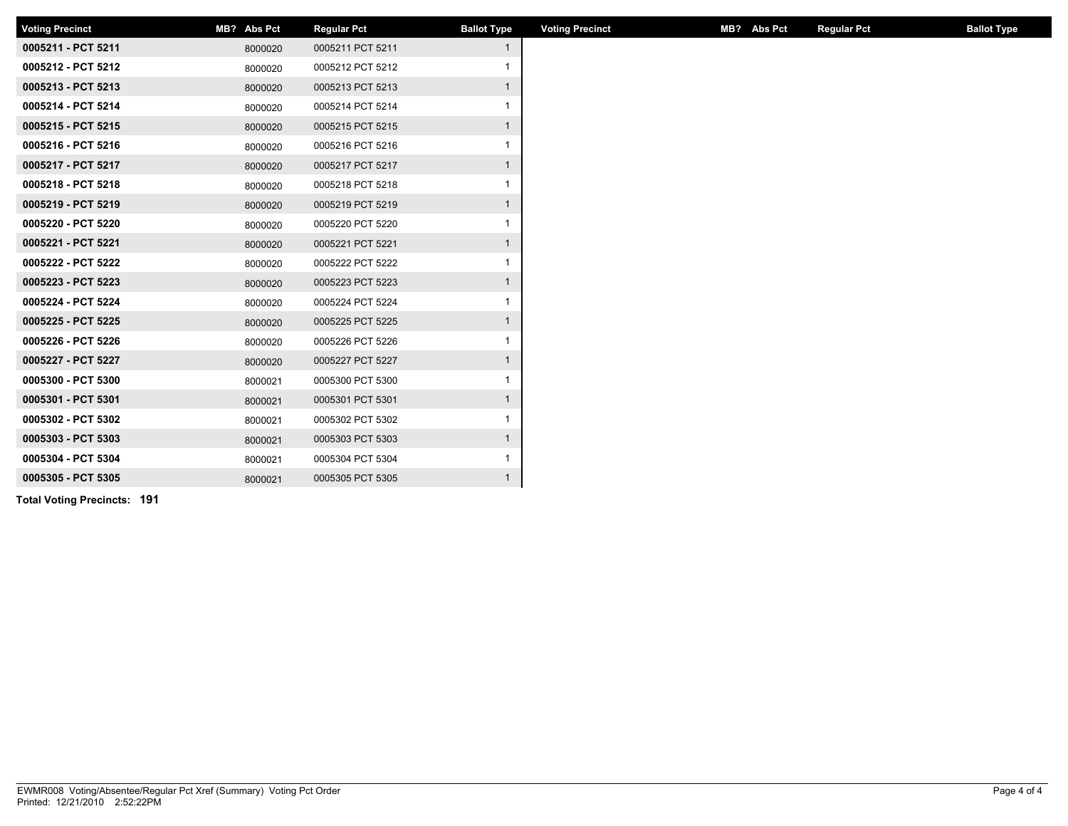| Voting Precinct | MB? | Abs Pct | Regular Pct | Ballot Type |
| --- | --- | --- | --- | --- |
| **0005211 - PCT 5211** | | 8000020 | 0005211 PCT 5211 | 1 |
| **0005212 - PCT 5212** | | 8000020 | 0005212 PCT 5212 | 1 |
| **0005213 - PCT 5213** | | 8000020 | 0005213 PCT 5213 | 1 |
| **0005214 - PCT 5214** | | 8000020 | 0005214 PCT 5214 | 1 |
| **0005215 - PCT 5215** | | 8000020 | 0005215 PCT 5215 | 1 |
| **0005216 - PCT 5216** | | 8000020 | 0005216 PCT 5216 | 1 |
| **0005217 - PCT 5217** | | 8000020 | 0005217 PCT 5217 | 1 |
| **0005218 - PCT 5218** | | 8000020 | 0005218 PCT 5218 | 1 |
| **0005219 - PCT 5219** | | 8000020 | 0005219 PCT 5219 | 1 |
| **0005220 - PCT 5220** | | 8000020 | 0005220 PCT 5220 | 1 |
| **0005221 - PCT 5221** | | 8000020 | 0005221 PCT 5221 | 1 |
| **0005222 - PCT 5222** | | 8000020 | 0005222 PCT 5222 | 1 |
| **0005223 - PCT 5223** | | 8000020 | 0005223 PCT 5223 | 1 |
| **0005224 - PCT 5224** | | 8000020 | 0005224 PCT 5224 | 1 |
| **0005225 - PCT 5225** | | 8000020 | 0005225 PCT 5225 | 1 |
| **0005226 - PCT 5226** | | 8000020 | 0005226 PCT 5226 | 1 |
| **0005227 - PCT 5227** | | 8000020 | 0005227 PCT 5227 | 1 |
| **0005300 - PCT 5300** | | 8000021 | 0005300 PCT 5300 | 1 |
| **0005301 - PCT 5301** | | 8000021 | 0005301 PCT 5301 | 1 |
| **0005302 - PCT 5302** | | 8000021 | 0005302 PCT 5302 | 1 |
| **0005303 - PCT 5303** | | 8000021 | 0005303 PCT 5303 | 1 |
| **0005304 - PCT 5304** | | 8000021 | 0005304 PCT 5304 | 1 |
| **0005305 - PCT 5305** | | 8000021 | 0005305 PCT 5305 | 1 |

**Total Voting Precincts: 191**

EWMR008 Voting/Absentee/Regular Pct Xref (Summary) Voting Pct Order
Printed: 12/21/2010 2:52:22PM